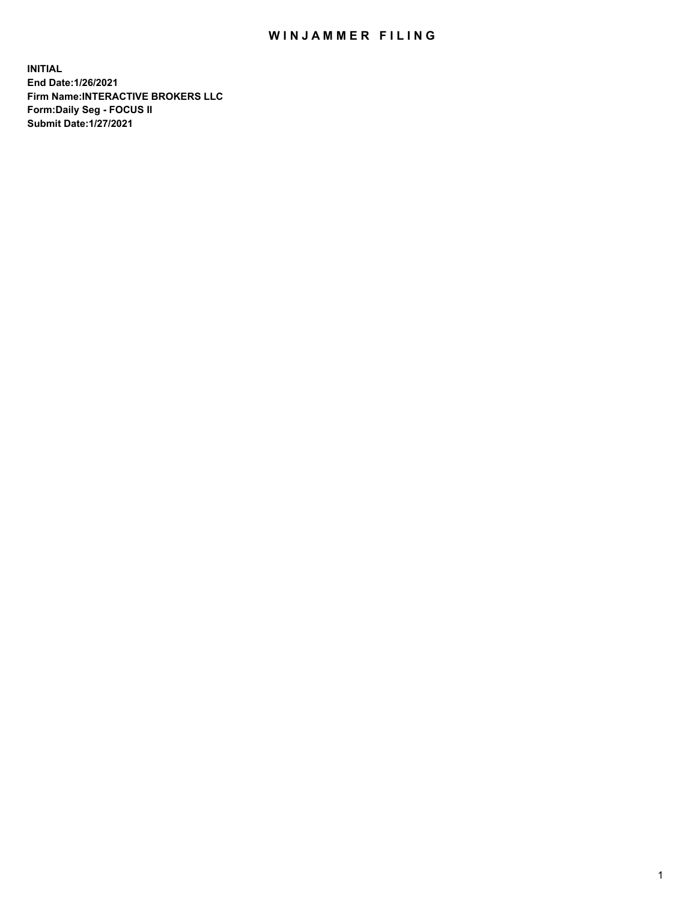# WINJAMMER FILING

**INITIAL**
**End Date:1/26/2021**
**Firm Name:INTERACTIVE BROKERS LLC**
**Form:Daily Seg - FOCUS II**
**Submit Date:1/27/2021**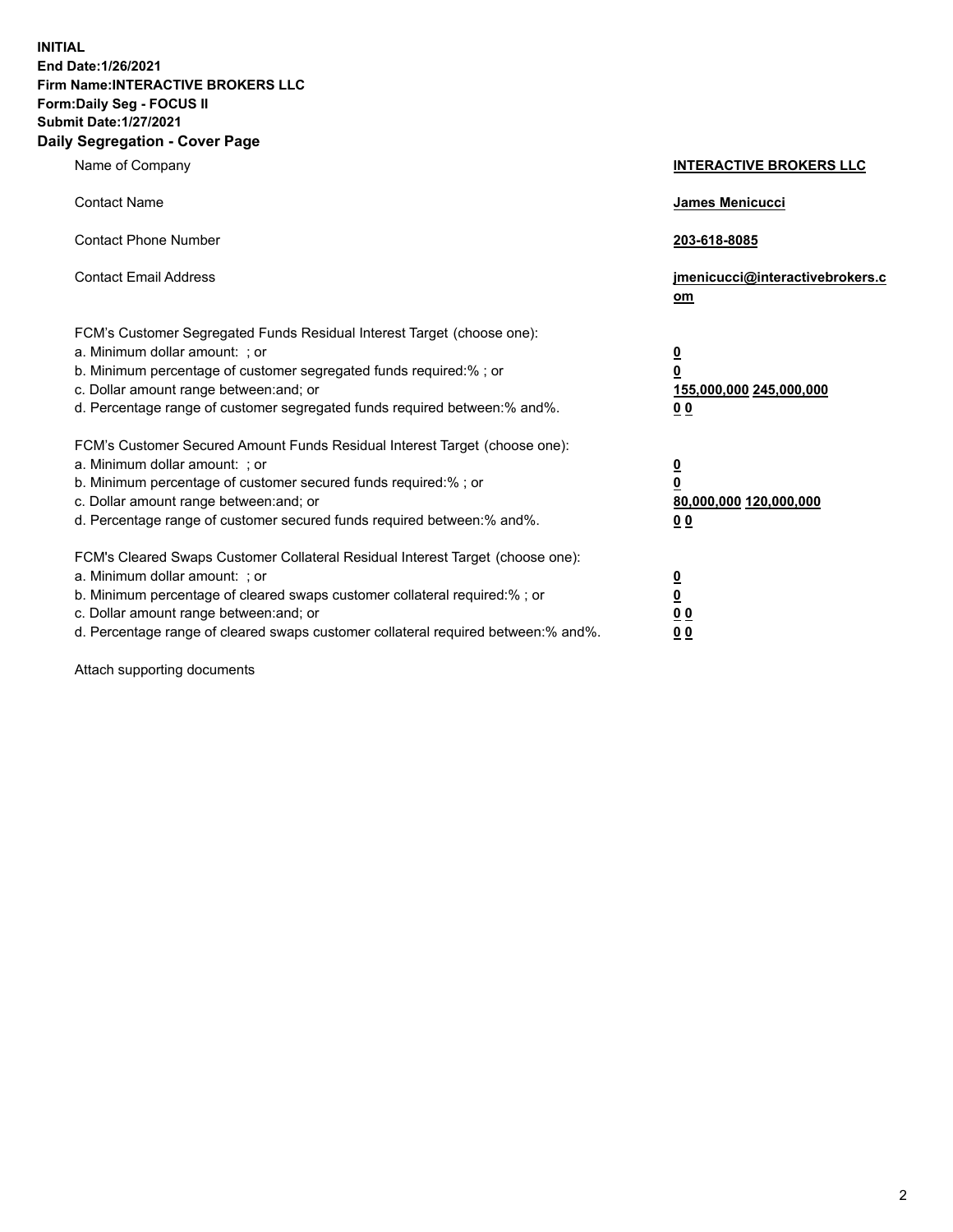**INITIAL**
**End Date:1/26/2021**
**Firm Name:INTERACTIVE BROKERS LLC**
**Form:Daily Seg - FOCUS II**
**Submit Date:1/27/2021**

## Daily Segregation - Cover Page

| | |
|---|---|
| Name of Company | **INTERACTIVE BROKERS LLC** |
| Contact Name | **James Menicucci** |
| Contact Phone Number | **203-618-8085** |
| Contact Email Address | **jmenicucci@interactivebrokers.com** |

| | |
|---|---|
| FCM's Customer Segregated Funds Residual Interest Target (choose one): | |
| a. Minimum dollar amount: ; or | **0** |
| b. Minimum percentage of customer segregated funds required:% ; or | **0** |
| c. Dollar amount range between:and; or | **155,000,000 245,000,000** |
| d. Percentage range of customer segregated funds required between:% and%. | **0 0** |
| FCM's Customer Secured Amount Funds Residual Interest Target (choose one): | |
| a. Minimum dollar amount: ; or | **0** |
| b. Minimum percentage of customer secured funds required:% ; or | **0** |
| c. Dollar amount range between:and; or | **80,000,000 120,000,000** |
| d. Percentage range of customer secured funds required between:% and%. | **0 0** |
| FCM's Cleared Swaps Customer Collateral Residual Interest Target (choose one): | |
| a. Minimum dollar amount: ; or | **0** |
| b. Minimum percentage of cleared swaps customer collateral required:% ; or | **0** |
| c. Dollar amount range between:and; or | **0 0** |
| d. Percentage range of cleared swaps customer collateral required between:% and%. | **0 0** |

Attach supporting documents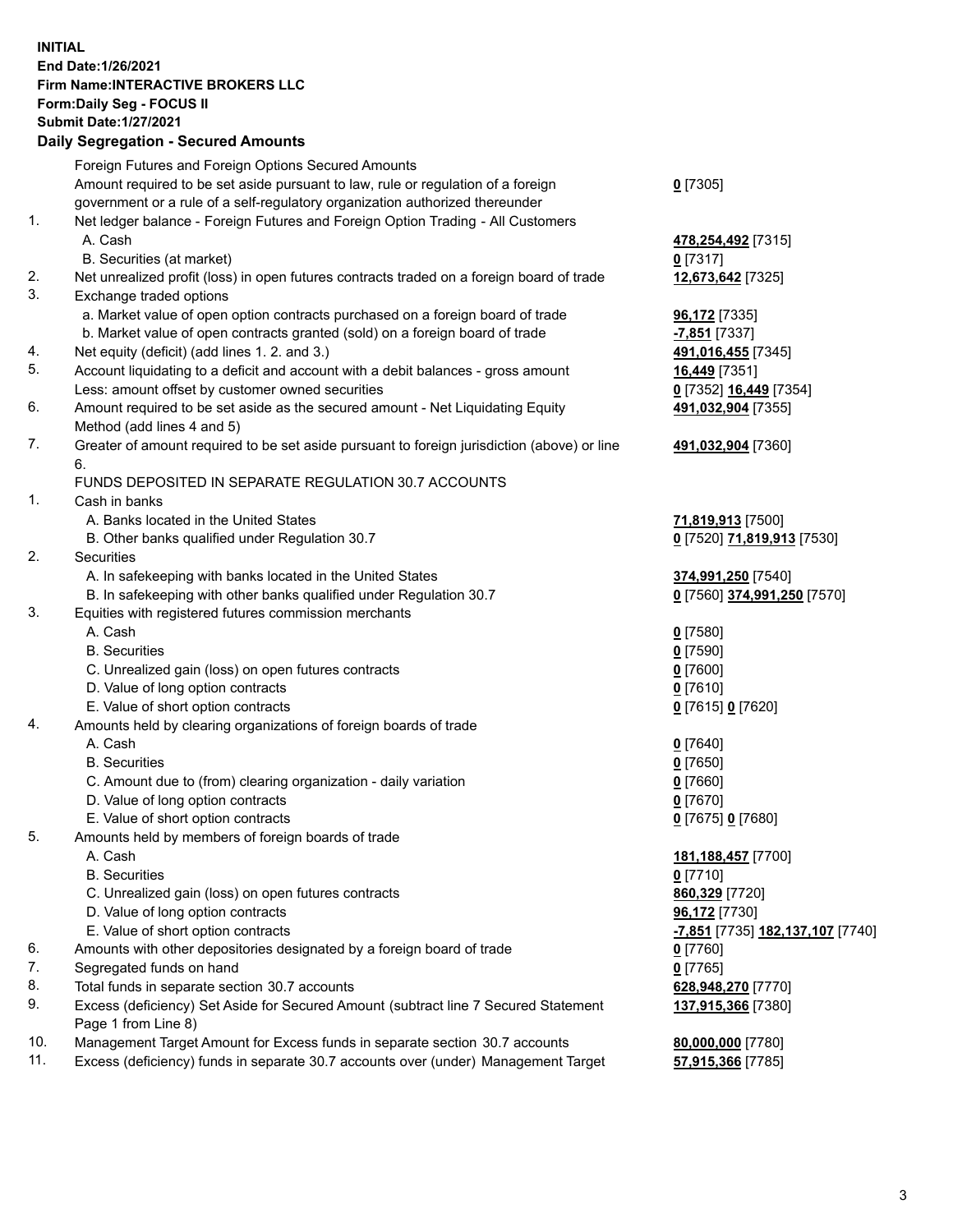**INITIAL**
**End Date:1/26/2021**
**Firm Name:INTERACTIVE BROKERS LLC**
**Form:Daily Seg - FOCUS II**
**Submit Date:1/27/2021**

## Daily Segregation - Secured Amounts

| | | |
|---|---|---|
| | Foreign Futures and Foreign Options Secured Amounts | |
| | Amount required to be set aside pursuant to law, rule or regulation of a foreign government or a rule of a self-regulatory organization authorized thereunder | **0** [7305] |
| 1. | Net ledger balance - Foreign Futures and Foreign Option Trading - All Customers | |
| | A. Cash | **478,254,492** [7315] |
| | B. Securities (at market) | **0** [7317] |
| 2. | Net unrealized profit (loss) in open futures contracts traded on a foreign board of trade | **12,673,642** [7325] |
| 3. | Exchange traded options | |
| | a. Market value of open option contracts purchased on a foreign board of trade | **96,172** [7335] |
| | b. Market value of open contracts granted (sold) on a foreign board of trade | **-7,851** [7337] |
| 4. | Net equity (deficit) (add lines 1. 2. and 3.) | **491,016,455** [7345] |
| 5. | Account liquidating to a deficit and account with a debit balances - gross amount | **16,449** [7351] |
| | Less: amount offset by customer owned securities | **0** [7352] **16,449** [7354] |
| 6. | Amount required to be set aside as the secured amount - Net Liquidating Equity Method (add lines 4 and 5) | **491,032,904** [7355] |
| 7. | Greater of amount required to be set aside pursuant to foreign jurisdiction (above) or line 6. | **491,032,904** [7360] |
| | FUNDS DEPOSITED IN SEPARATE REGULATION 30.7 ACCOUNTS | |
| 1. | Cash in banks | |
| | A. Banks located in the United States | **71,819,913** [7500] |
| | B. Other banks qualified under Regulation 30.7 | **0** [7520] **71,819,913** [7530] |
| 2. | Securities | |
| | A. In safekeeping with banks located in the United States | **374,991,250** [7540] |
| | B. In safekeeping with other banks qualified under Regulation 30.7 | **0** [7560] **374,991,250** [7570] |
| 3. | Equities with registered futures commission merchants | |
| | A. Cash | **0** [7580] |
| | B. Securities | **0** [7590] |
| | C. Unrealized gain (loss) on open futures contracts | **0** [7600] |
| | D. Value of long option contracts | **0** [7610] |
| | E. Value of short option contracts | **0** [7615] **0** [7620] |
| 4. | Amounts held by clearing organizations of foreign boards of trade | |
| | A. Cash | **0** [7640] |
| | B. Securities | **0** [7650] |
| | C. Amount due to (from) clearing organization - daily variation | **0** [7660] |
| | D. Value of long option contracts | **0** [7670] |
| | E. Value of short option contracts | **0** [7675] **0** [7680] |
| 5. | Amounts held by members of foreign boards of trade | |
| | A. Cash | **181,188,457** [7700] |
| | B. Securities | **0** [7710] |
| | C. Unrealized gain (loss) on open futures contracts | **860,329** [7720] |
| | D. Value of long option contracts | **96,172** [7730] |
| | E. Value of short option contracts | **-7,851** [7735] **182,137,107** [7740] |
| 6. | Amounts with other depositories designated by a foreign board of trade | **0** [7760] |
| 7. | Segregated funds on hand | **0** [7765] |
| 8. | Total funds in separate section 30.7 accounts | **628,948,270** [7770] |
| 9. | Excess (deficiency) Set Aside for Secured Amount (subtract line 7 Secured Statement Page 1 from Line 8) | **137,915,366** [7380] |
| 10. | Management Target Amount for Excess funds in separate section 30.7 accounts | **80,000,000** [7780] |
| 11. | Excess (deficiency) funds in separate 30.7 accounts over (under) Management Target | **57,915,366** [7785] |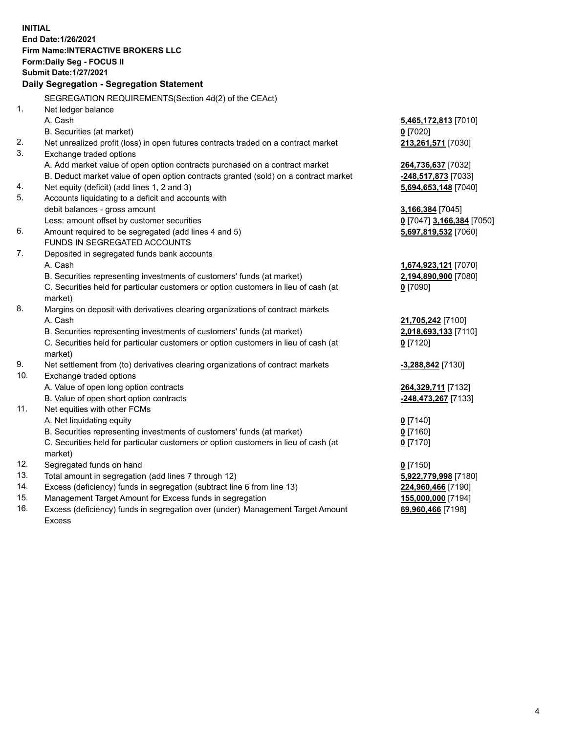**INITIAL**
**End Date:1/26/2021**
**Firm Name:INTERACTIVE BROKERS LLC**
**Form:Daily Seg - FOCUS II**
**Submit Date:1/27/2021**

## Daily Segregation - Segregation Statement

| | | |
|---|---|---|
| | SEGREGATION REQUIREMENTS(Section 4d(2) of the CEAct) | |
| 1. | Net ledger balance | |
| | A. Cash | **5,465,172,813** [7010] |
| | B. Securities (at market) | **0** [7020] |
| 2. | Net unrealized profit (loss) in open futures contracts traded on a contract market | **213,261,571** [7030] |
| 3. | Exchange traded options | |
| | A. Add market value of open option contracts purchased on a contract market | **264,736,637** [7032] |
| | B. Deduct market value of open option contracts granted (sold) on a contract market | **-248,517,873** [7033] |
| 4. | Net equity (deficit) (add lines 1, 2 and 3) | **5,694,653,148** [7040] |
| 5. | Accounts liquidating to a deficit and accounts with | |
| | debit balances - gross amount | **3,166,384** [7045] |
| | Less: amount offset by customer securities | **0** [7047] **3,166,384** [7050] |
| 6. | Amount required to be segregated (add lines 4 and 5) | **5,697,819,532** [7060] |
| | FUNDS IN SEGREGATED ACCOUNTS | |
| 7. | Deposited in segregated funds bank accounts | |
| | A. Cash | **1,674,923,121** [7070] |
| | B. Securities representing investments of customers' funds (at market) | **2,194,890,900** [7080] |
| | C. Securities held for particular customers or option customers in lieu of cash (at market) | **0** [7090] |
| 8. | Margins on deposit with derivatives clearing organizations of contract markets | |
| | A. Cash | **21,705,242** [7100] |
| | B. Securities representing investments of customers' funds (at market) | **2,018,693,133** [7110] |
| | C. Securities held for particular customers or option customers in lieu of cash (at market) | **0** [7120] |
| 9. | Net settlement from (to) derivatives clearing organizations of contract markets | **-3,288,842** [7130] |
| 10. | Exchange traded options | |
| | A. Value of open long option contracts | **264,329,711** [7132] |
| | B. Value of open short option contracts | **-248,473,267** [7133] |
| 11. | Net equities with other FCMs | |
| | A. Net liquidating equity | **0** [7140] |
| | B. Securities representing investments of customers' funds (at market) | **0** [7160] |
| | C. Securities held for particular customers or option customers in lieu of cash (at market) | **0** [7170] |
| 12. | Segregated funds on hand | **0** [7150] |
| 13. | Total amount in segregation (add lines 7 through 12) | **5,922,779,998** [7180] |
| 14. | Excess (deficiency) funds in segregation (subtract line 6 from line 13) | **224,960,466** [7190] |
| 15. | Management Target Amount for Excess funds in segregation | **155,000,000** [7194] |
| 16. | Excess (deficiency) funds in segregation over (under) Management Target Amount Excess | **69,960,466** [7198] |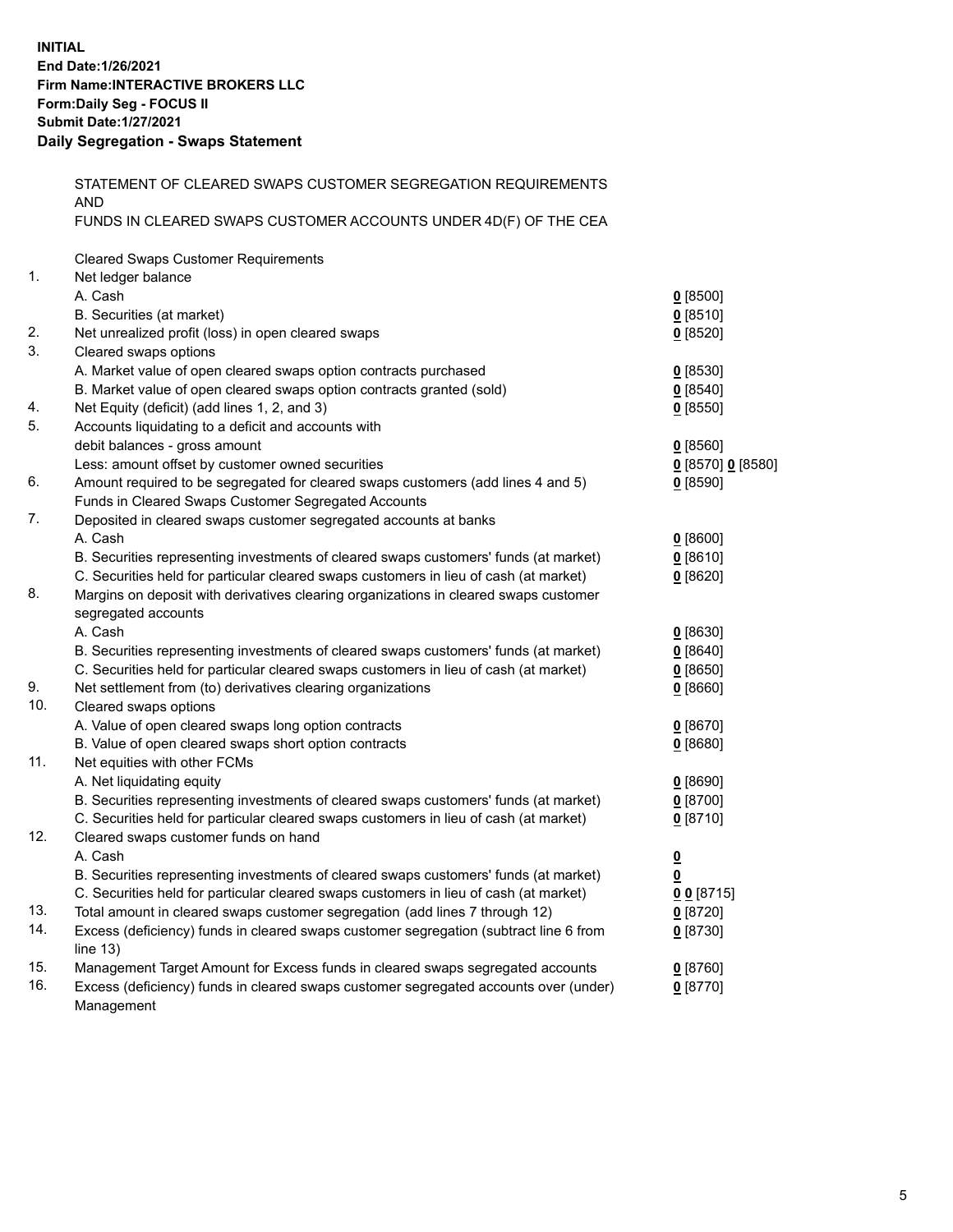**INITIAL**
**End Date:1/26/2021**
**Firm Name:INTERACTIVE BROKERS LLC**
**Form:Daily Seg - FOCUS II**
**Submit Date:1/27/2021**
**Daily Segregation - Swaps Statement**

STATEMENT OF CLEARED SWAPS CUSTOMER SEGREGATION REQUIREMENTS AND FUNDS IN CLEARED SWAPS CUSTOMER ACCOUNTS UNDER 4D(F) OF THE CEA

| | | |
|---|---|---|
| | Cleared Swaps Customer Requirements | |
| 1. | Net ledger balance | |
| | A. Cash | 0 [8500] |
| | B. Securities (at market) | 0 [8510] |
| 2. | Net unrealized profit (loss) in open cleared swaps | 0 [8520] |
| 3. | Cleared swaps options | |
| | A. Market value of open cleared swaps option contracts purchased | 0 [8530] |
| | B. Market value of open cleared swaps option contracts granted (sold) | 0 [8540] |
| 4. | Net Equity (deficit) (add lines 1, 2, and 3) | 0 [8550] |
| 5. | Accounts liquidating to a deficit and accounts with | |
| | debit balances - gross amount | 0 [8560] |
| | Less: amount offset by customer owned securities | 0 [8570] 0 [8580] |
| 6. | Amount required to be segregated for cleared swaps customers (add lines 4 and 5) | 0 [8590] |
| | Funds in Cleared Swaps Customer Segregated Accounts | |
| 7. | Deposited in cleared swaps customer segregated accounts at banks | |
| | A. Cash | 0 [8600] |
| | B. Securities representing investments of cleared swaps customers' funds (at market) | 0 [8610] |
| | C. Securities held for particular cleared swaps customers in lieu of cash (at market) | 0 [8620] |
| 8. | Margins on deposit with derivatives clearing organizations in cleared swaps customer segregated accounts | |
| | A. Cash | 0 [8630] |
| | B. Securities representing investments of cleared swaps customers' funds (at market) | 0 [8640] |
| | C. Securities held for particular cleared swaps customers in lieu of cash (at market) | 0 [8650] |
| 9. | Net settlement from (to) derivatives clearing organizations | 0 [8660] |
| 10. | Cleared swaps options | |
| | A. Value of open cleared swaps long option contracts | 0 [8670] |
| | B. Value of open cleared swaps short option contracts | 0 [8680] |
| 11. | Net equities with other FCMs | |
| | A. Net liquidating equity | 0 [8690] |
| | B. Securities representing investments of cleared swaps customers' funds (at market) | 0 [8700] |
| | C. Securities held for particular cleared swaps customers in lieu of cash (at market) | 0 [8710] |
| 12. | Cleared swaps customer funds on hand | |
| | A. Cash | 0 |
| | B. Securities representing investments of cleared swaps customers' funds (at market) | 0 |
| | C. Securities held for particular cleared swaps customers in lieu of cash (at market) | 0 0 [8715] |
| 13. | Total amount in cleared swaps customer segregation (add lines 7 through 12) | 0 [8720] |
| 14. | Excess (deficiency) funds in cleared swaps customer segregation (subtract line 6 from line 13) | 0 [8730] |
| 15. | Management Target Amount for Excess funds in cleared swaps segregated accounts | 0 [8760] |
| 16. | Excess (deficiency) funds in cleared swaps customer segregated accounts over (under) Management | 0 [8770] |